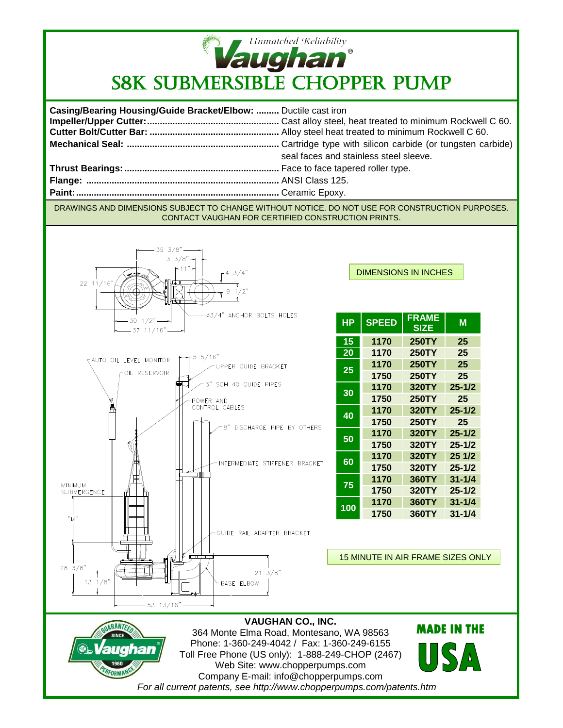Unmatched Reliability

Vaughan®

# S8K SUBMERSIBLE CHOPPER PUMP

**Casing/Bearing Housing/Guide Bracket/Elbow:** ......... Ductile cast iron
**Impeller/Upper Cutter:**.................................................... Cast alloy steel, heat treated to minimum Rockwell C 60.
**Cutter Bolt/Cutter Bar:** .................................................. Alloy steel heat treated to minimum Rockwell C 60.
**Mechanical Seal:** ........................................................... Cartridge type with silicon carbide (or tungsten carbide) seal faces and stainless steel sleeve.
**Thrust Bearings:**............................................................ Face to face tapered roller type.
**Flange:** ........................................................................... ANSI Class 125.
**Paint:**............................................................................... Ceramic Epoxy.

DRAWINGS AND DIMENSIONS SUBJECT TO CHANGE WITHOUT NOTICE. DO NOT USE FOR CONSTRUCTION PURPOSES. CONTACT VAUGHAN FOR CERTIFIED CONSTRUCTION PRINTS.

35 3/8"
3 3/8"
11"
4 3/4"
22 11/16"
9 1/2"
ø3/4" ANCHOR BOLTS HOLES
30 1/2"
37 11/16"

5 5/16"
AUTO OIL LEVEL MONITOR
UPPER GUIDE BRACKET
OIL RESERVOIR
3" SCH 40 GUIDE PIPES
POWER AND CONTROL CABLES
8" DISCHARGE PIPE BY OTHERS
INTERMEDIATE STIFFENER BRACKET
MINIMUM SUBMERGENCE
"M"
GUIDE RAIL ADAPTER BRACKET
28 3/8"
21 3/8"
13 1/8"
BASE ELBOW
53 13/16"

DIMENSIONS IN INCHES

| HP | SPEED | FRAME SIZE | M |
|---|---|---|---|
| 15 | 1170 | 250TY | 25 |
| 20 | 1170 | 250TY | 25 |
| 25 | 1170 | 250TY | 25 |
| | 1750 | 250TY | 25 |
| 30 | 1170 | 320TY | 25-1/2 |
| | 1750 | 250TY | 25 |
| 40 | 1170 | 320TY | 25-1/2 |
| | 1750 | 250TY | 25 |
| 50 | 1170 | 320TY | 25-1/2 |
| | 1750 | 320TY | 25-1/2 |
| 60 | 1170 | 320TY | 25 1/2 |
| | 1750 | 320TY | 25-1/2 |
| 75 | 1170 | 360TY | 31-1/4 |
| | 1750 | 320TY | 25-1/2 |
| 100 | 1170 | 360TY | 31-1/4 |
| | 1750 | 360TY | 31-1/4 |

15 MINUTE IN AIR FRAME SIZES ONLY

**VAUGHAN CO., INC.**
364 Monte Elma Road, Montesano, WA 98563
Phone: 1-360-249-4042 / Fax: 1-360-249-6155
Toll Free Phone (US only): 1-888-249-CHOP (2467)
Web Site: www.chopperpumps.com
Company E-mail: info@chopperpumps.com
*For all current patents, see http://www.chopperpumps.com/patents.htm*

GUARANTEED PERFORMANCE SINCE 1960 Vaughan

MADE IN THE USA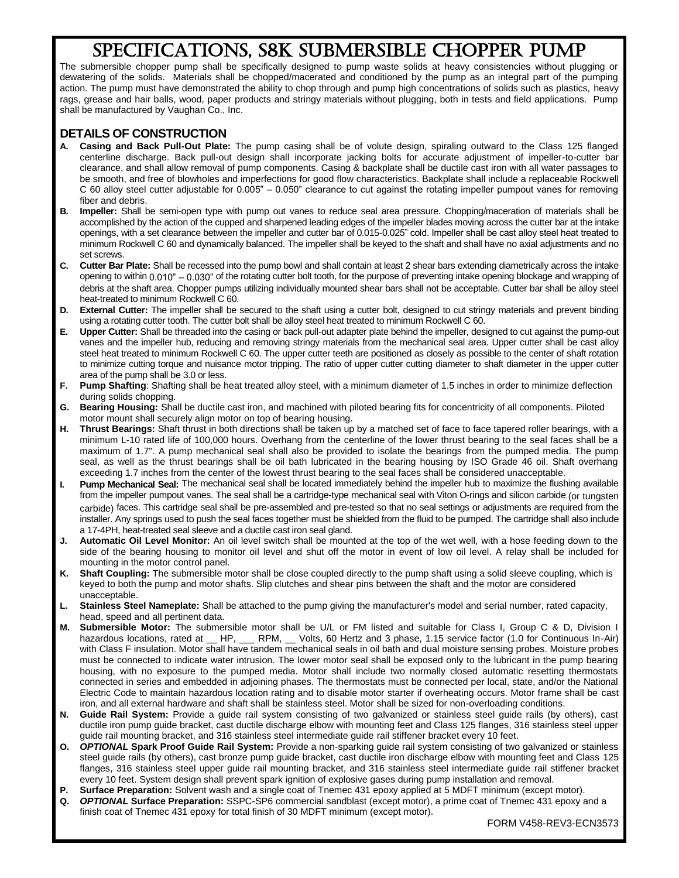# SPECIFICATIONS, S8K SUBMERSIBLE CHOPPER PUMP

The submersible chopper pump shall be specifically designed to pump waste solids at heavy consistencies without plugging or dewatering of the solids. Materials shall be chopped/macerated and conditioned by the pump as an integral part of the pumping action. The pump must have demonstrated the ability to chop through and pump high concentrations of solids such as plastics, heavy rags, grease and hair balls, wood, paper products and stringy materials without plugging, both in tests and field applications. Pump shall be manufactured by Vaughan Co., Inc.

## DETAILS OF CONSTRUCTION

**A. Casing and Back Pull-Out Plate:** The pump casing shall be of volute design, spiraling outward to the Class 125 flanged centerline discharge. Back pull-out design shall incorporate jacking bolts for accurate adjustment of impeller-to-cutter bar clearance, and shall allow removal of pump components. Casing & backplate shall be ductile cast iron with all water passages to be smooth, and free of blowholes and imperfections for good flow characteristics. Backplate shall include a replaceable Rockwell C 60 alloy steel cutter adjustable for 0.005" – 0.050" clearance to cut against the rotating impeller pumpout vanes for removing fiber and debris.

**B. Impeller:** Shall be semi-open type with pump out vanes to reduce seal area pressure. Chopping/maceration of materials shall be accomplished by the action of the cupped and sharpened leading edges of the impeller blades moving across the cutter bar at the intake openings, with a set clearance between the impeller and cutter bar of 0.015-0.025" cold. Impeller shall be cast alloy steel heat treated to minimum Rockwell C 60 and dynamically balanced. The impeller shall be keyed to the shaft and shall have no axial adjustments and no set screws.

**C. Cutter Bar Plate:** Shall be recessed into the pump bowl and shall contain at least 2 shear bars extending diametrically across the intake opening to within 0.010" – 0.030" of the rotating cutter bolt tooth, for the purpose of preventing intake opening blockage and wrapping of debris at the shaft area. Chopper pumps utilizing individually mounted shear bars shall not be acceptable. Cutter bar shall be alloy steel heat-treated to minimum Rockwell C 60.

**D. External Cutter:** The impeller shall be secured to the shaft using a cutter bolt, designed to cut stringy materials and prevent binding using a rotating cutter tooth. The cutter bolt shall be alloy steel heat treated to minimum Rockwell C 60.

**E. Upper Cutter:** Shall be threaded into the casing or back pull-out adapter plate behind the impeller, designed to cut against the pump-out vanes and the impeller hub, reducing and removing stringy materials from the mechanical seal area. Upper cutter shall be cast alloy steel heat treated to minimum Rockwell C 60. The upper cutter teeth are positioned as closely as possible to the center of shaft rotation to minimize cutting torque and nuisance motor tripping. The ratio of upper cutter cutting diameter to shaft diameter in the upper cutter area of the pump shall be 3.0 or less.

**F. Pump Shafting**: Shafting shall be heat treated alloy steel, with a minimum diameter of 1.5 inches in order to minimize deflection during solids chopping.

**G. Bearing Housing:** Shall be ductile cast iron, and machined with piloted bearing fits for concentricity of all components. Piloted motor mount shall securely align motor on top of bearing housing.

**H. Thrust Bearings:** Shaft thrust in both directions shall be taken up by a matched set of face to face tapered roller bearings, with a minimum L-10 rated life of 100,000 hours. Overhang from the centerline of the lower thrust bearing to the seal faces shall be a maximum of 1.7". A pump mechanical seal shall also be provided to isolate the bearings from the pumped media. The pump seal, as well as the thrust bearings shall be oil bath lubricated in the bearing housing by ISO Grade 46 oil. Shaft overhang exceeding 1.7 inches from the center of the lowest thrust bearing to the seal faces shall be considered unacceptable.

**I. Pump Mechanical Seal:** The mechanical seal shall be located immediately behind the impeller hub to maximize the flushing available from the impeller pumpout vanes. The seal shall be a cartridge-type mechanical seal with Viton O-rings and silicon carbide (or tungsten carbide) faces. This cartridge seal shall be pre-assembled and pre-tested so that no seal settings or adjustments are required from the installer. Any springs used to push the seal faces together must be shielded from the fluid to be pumped. The cartridge shall also include a 17-4PH, heat-treated seal sleeve and a ductile cast iron seal gland.

**J. Automatic Oil Level Monitor:** An oil level switch shall be mounted at the top of the wet well, with a hose feeding down to the side of the bearing housing to monitor oil level and shut off the motor in event of low oil level. A relay shall be included for mounting in the motor control panel.

**K. Shaft Coupling:** The submersible motor shall be close coupled directly to the pump shaft using a solid sleeve coupling, which is keyed to both the pump and motor shafts. Slip clutches and shear pins between the shaft and the motor are considered unacceptable.

**L. Stainless Steel Nameplate:** Shall be attached to the pump giving the manufacturer's model and serial number, rated capacity, head, speed and all pertinent data.

**M. Submersible Motor:** The submersible motor shall be U/L or FM listed and suitable for Class I, Group C & D, Division I hazardous locations, rated at __ HP, ___ RPM, __ Volts, 60 Hertz and 3 phase, 1.15 service factor (1.0 for Continuous In-Air) with Class F insulation. Motor shall have tandem mechanical seals in oil bath and dual moisture sensing probes. Moisture probes must be connected to indicate water intrusion. The lower motor seal shall be exposed only to the lubricant in the pump bearing housing, with no exposure to the pumped media. Motor shall include two normally closed automatic resetting thermostats connected in series and embedded in adjoining phases. The thermostats must be connected per local, state, and/or the National Electric Code to maintain hazardous location rating and to disable motor starter if overheating occurs. Motor frame shall be cast iron, and all external hardware and shaft shall be stainless steel. Motor shall be sized for non-overloading conditions.

**N. Guide Rail System:** Provide a guide rail system consisting of two galvanized or stainless steel guide rails (by others), cast ductile iron pump guide bracket, cast ductile discharge elbow with mounting feet and Class 125 flanges, 316 stainless steel upper guide rail mounting bracket, and 316 stainless steel intermediate guide rail stiffener bracket every 10 feet.

**O. *OPTIONAL* Spark Proof Guide Rail System:** Provide a non-sparking guide rail system consisting of two galvanized or stainless steel guide rails (by others), cast bronze pump guide bracket, cast ductile iron discharge elbow with mounting feet and Class 125 flanges, 316 stainless steel upper guide rail mounting bracket, and 316 stainless steel intermediate guide rail stiffener bracket every 10 feet. System design shall prevent spark ignition of explosive gases during pump installation and removal.

**P. Surface Preparation:** Solvent wash and a single coat of Tnemec 431 epoxy applied at 5 MDFT minimum (except motor).

**Q. *OPTIONAL* Surface Preparation:** SSPC-SP6 commercial sandblast (except motor), a prime coat of Tnemec 431 epoxy and a finish coat of Tnemec 431 epoxy for total finish of 30 MDFT minimum (except motor).

FORM V458-REV3-ECN3573